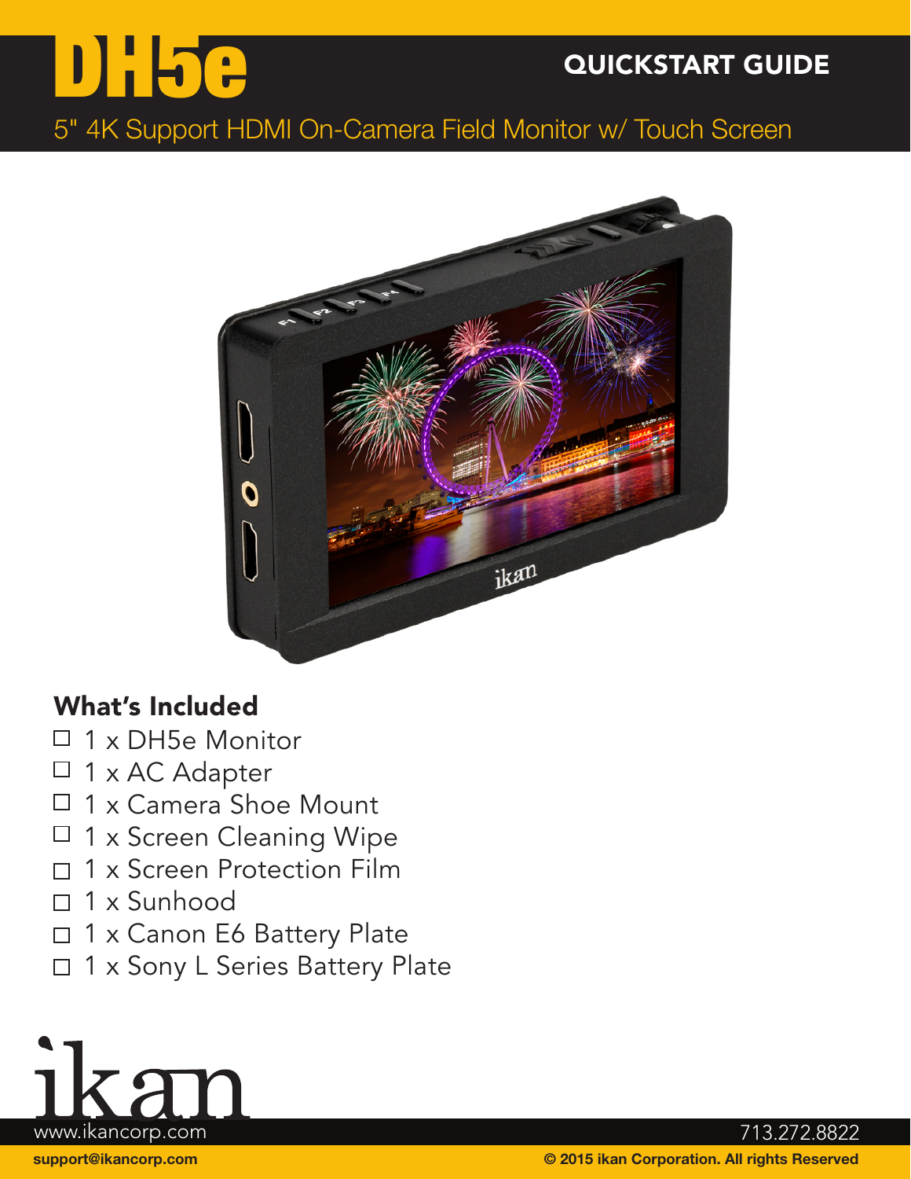# DH5e

QUICKSTART GUIDE

5" 4K Support HDMI On-Camera Field Monitor w/ Touch Screen

## What's Included

- ☐ 1 x DH5e Monitor
- ☐ 1 x AC Adapter
- ☐ 1 x Camera Shoe Mount
- ☐ 1 x Screen Cleaning Wipe
- ☐ 1 x Screen Protection Film
- ☐ 1 x Sunhood
- ☐ 1 x Canon E6 Battery Plate
- ☐ 1 x Sony L Series Battery Plate

ikan

www.ikancorp.com

713.272.8822

support@ikancorp.com

© 2015 ikan Corporation. All rights Reserved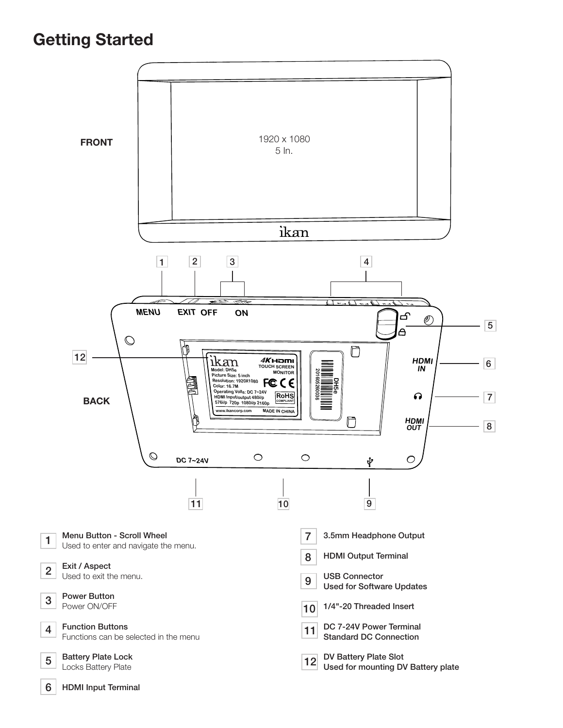# Getting Started

1. **Menu Button - Scroll Wheel**
   Used to enter and navigate the menu.

2. **Exit / Aspect**
   Used to exit the menu.

3. **Power Button**
   Power ON/OFF

4. **Function Buttons**
   Functions can be selected in the menu

5. **Battery Plate Lock**
   Locks Battery Plate

6. **HDMI Input Terminal**

7. **3.5mm Headphone Output**

8. **HDMI Output Terminal**

9. **USB Connector**
   **Used for Software Updates**

10. **1/4"-20 Threaded Insert**

11. **DC 7-24V Power Terminal**
    **Standard DC Connection**

12. **DV Battery Plate Slot**
    **Used for mounting DV Battery plate**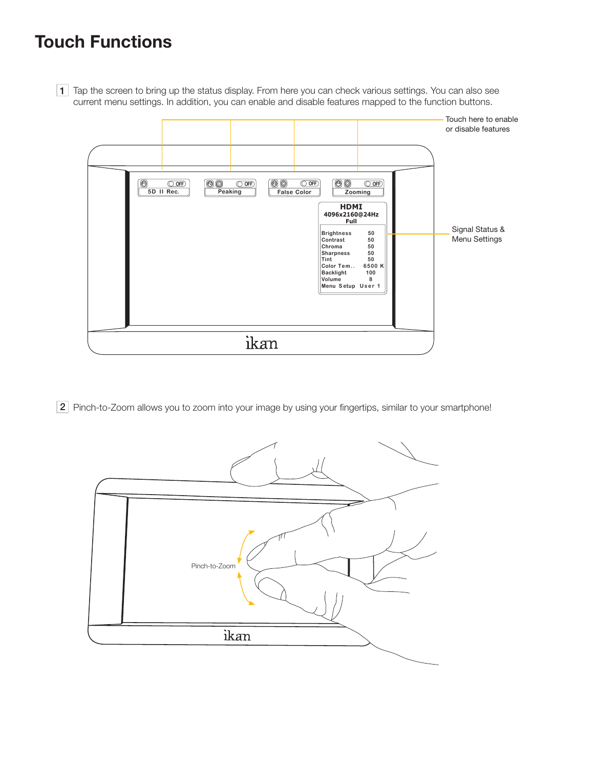# Touch Functions

1 Tap the screen to bring up the status display. From here you can check various settings. You can also see current menu settings. In addition, you can enable and disable features mapped to the function buttons.

Touch here to enable or disable features

5D II Rec. | Peaking | False Color | Zooming

HDMI
4096x2160@24Hz
Full

| | |
|---|---|
| Brightness | 50 |
| Contrast | 50 |
| Chroma | 50 |
| Sharpness | 50 |
| Tint | 50 |
| Color Tem.. | 6500 K |
| Backlight | 100 |
| Volume | 8 |
| Menu Setup | User 1 |

Signal Status & Menu Settings

2 Pinch-to-Zoom allows you to zoom into your image by using your fingertips, similar to your smartphone!

Pinch-to-Zoom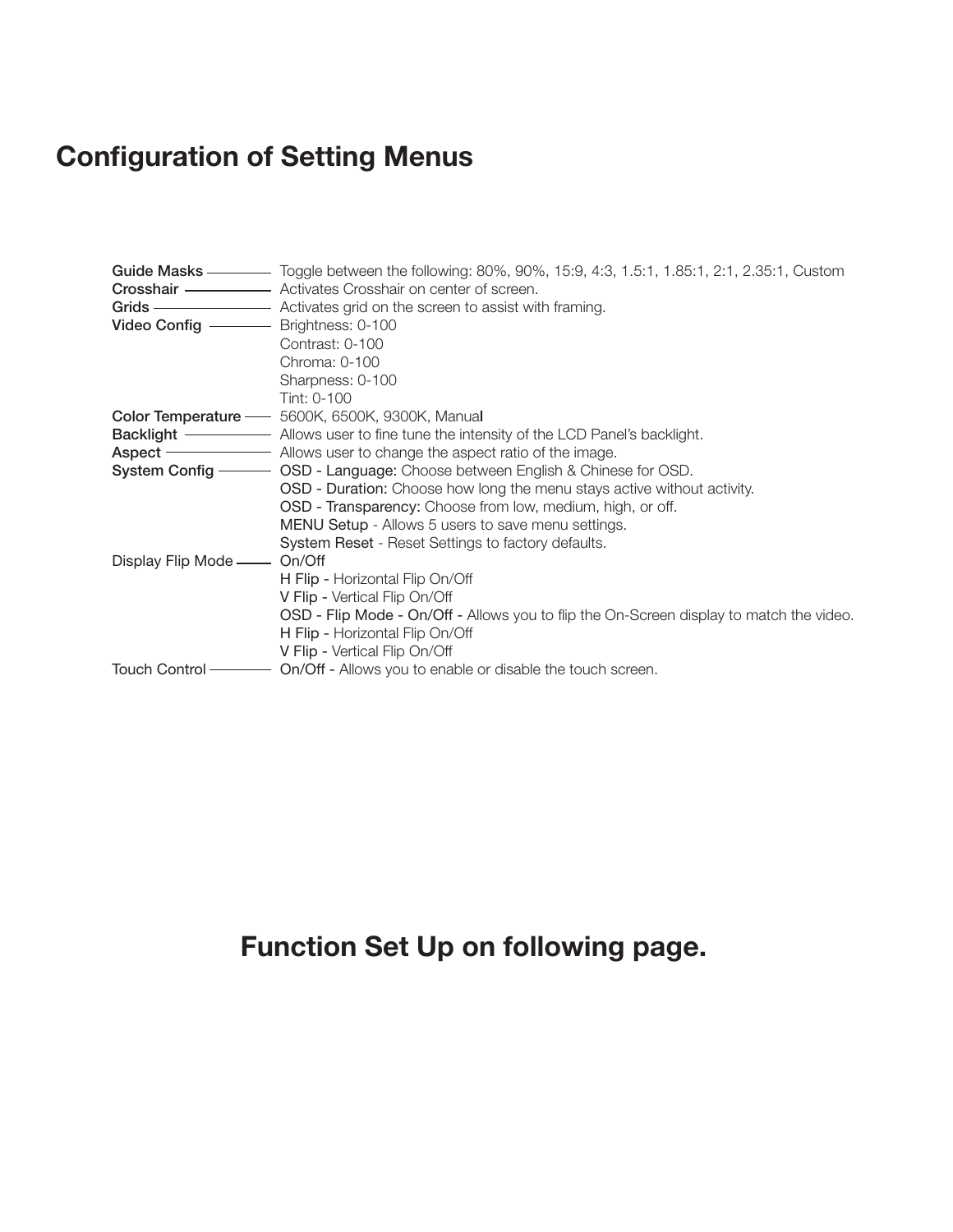# Configuration of Setting Menus

| Menu | Settings |
| --- | --- |
| **Guide Masks** | Toggle between the following: 80%, 90%, 15:9, 4:3, 1.5:1, 1.85:1, 2:1, 2.35:1, Custom |
| **Crosshair** | Activates Crosshair on center of screen. |
| **Grids** | Activates grid on the screen to assist with framing. |
| **Video Config** | Brightness: 0-100<br>Contrast: 0-100<br>Chroma: 0-100<br>Sharpness: 0-100<br>Tint: 0-100 |
| **Color Temperature** | 5600K, 6500K, 9300K, Manual |
| **Backlight** | Allows user to fine tune the intensity of the LCD Panel's backlight. |
| **Aspect** | Allows user to change the aspect ratio of the image. |
| **System Config** | OSD - Language: Choose between English & Chinese for OSD.<br>OSD - Duration: Choose how long the menu stays active without activity.<br>OSD - Transparency: Choose from low, medium, high, or off.<br>MENU Setup - Allows 5 users to save menu settings.<br>System Reset - Reset Settings to factory defaults. |
| Display Flip Mode | On/Off<br>H Flip - Horizontal Flip On/Off<br>V Flip - Vertical Flip On/Off<br>OSD - Flip Mode - On/Off - Allows you to flip the On-Screen display to match the video.<br>H Flip - Horizontal Flip On/Off<br>V Flip - Vertical Flip On/Off |
| Touch Control | On/Off - Allows you to enable or disable the touch screen. |

## Function Set Up on following page.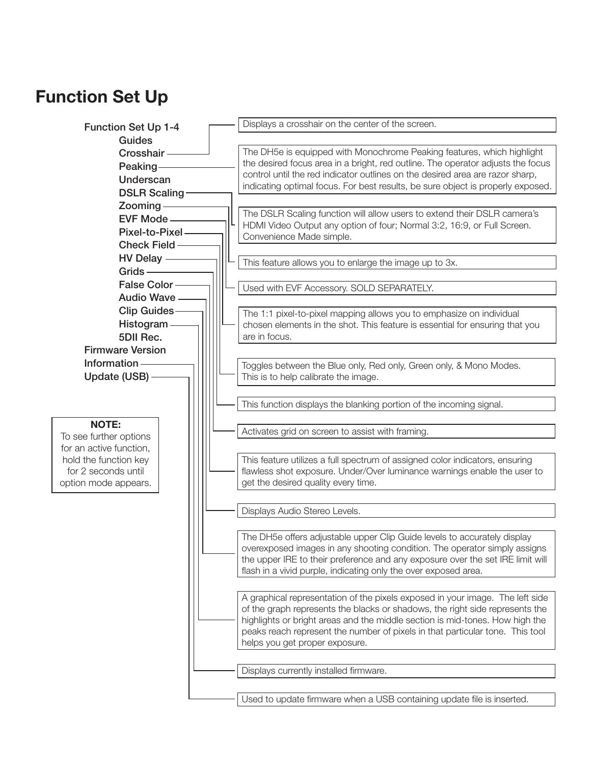# Function Set Up

- **Function Set Up 1-4**
  - **Guides**
  - **Crosshair** — Displays a crosshair on the center of the screen.
  - **Peaking** — The DH5e is equipped with Monochrome Peaking features, which highlight the desired focus area in a bright, red outline. The operator adjusts the focus control until the red indicator outlines on the desired area are razor sharp, indicating optimal focus. For best results, be sure object is properly exposed.
  - **Underscan**
  - **DSLR Scaling** — The DSLR Scaling function will allow users to extend their DSLR camera's HDMI Video Output any option of four; Normal 3:2, 16:9, or Full Screen. Convenience Made simple.
  - **Zooming** — This feature allows you to enlarge the image up to 3x.
  - **EVF Mode** — Used with EVF Accessory. SOLD SEPARATELY.
  - **Pixel-to-Pixel** — The 1:1 pixel-to-pixel mapping allows you to emphasize on individual chosen elements in the shot. This feature is essential for ensuring that you are in focus.
  - **Check Field** — Toggles between the Blue only, Red only, Green only, & Mono Modes. This is to help calibrate the image.
  - **HV Delay** — This function displays the blanking portion of the incoming signal.
  - **Grids** — Activates grid on screen to assist with framing.
  - **False Color** — This feature utilizes a full spectrum of assigned color indicators, ensuring flawless shot exposure. Under/Over luminance warnings enable the user to get the desired quality every time.
  - **Audio Wave** — Displays Audio Stereo Levels.
  - **Clip Guides** — The DH5e offers adjustable upper Clip Guide levels to accurately display overexposed images in any shooting condition. The operator simply assigns the upper IRE to their preference and any exposure over the set IRE limit will flash in a vivid purple, indicating only the over exposed area.
  - **Histogram** — A graphical representation of the pixels exposed in your image. The left side of the graph represents the blacks or shadows, the right side represents the highlights or bright areas and the middle section is mid-tones. How high the peaks reach represent the number of pixels in that particular tone. This tool helps you get proper exposure.
  - **5DII Rec.**
- **Firmware Version**
- **Information** — Displays currently installed firmware.
- **Update (USB)** — Used to update firmware when a USB containing update file is inserted.

**NOTE:**
To see further options for an active function, hold the function key for 2 seconds until option mode appears.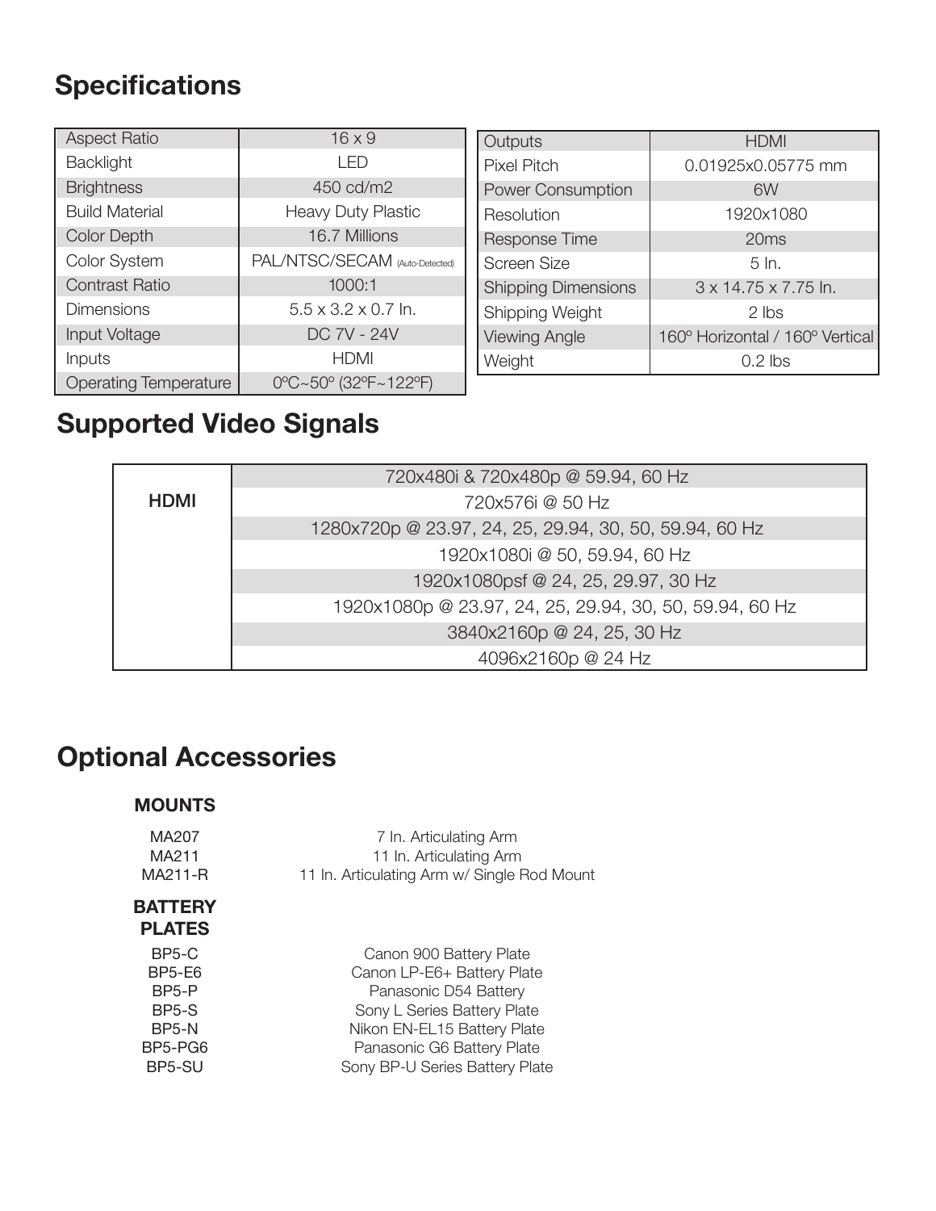## Specifications

| Aspect Ratio | 16 x 9 |
|---|---|
| Backlight | LED |
| Brightness | 450 cd/m2 |
| Build Material | Heavy Duty Plastic |
| Color Depth | 16.7 Millions |
| Color System | PAL/NTSC/SECAM (Auto-Detected) |
| Contrast Ratio | 1000:1 |
| Dimensions | 5.5 x 3.2 x 0.7 In. |
| Input Voltage | DC 7V - 24V |
| Inputs | HDMI |
| Operating Temperature | 0ºC~50º (32ºF~122ºF) |

| Outputs | HDMI |
|---|---|
| Pixel Pitch | 0.01925x0.05775 mm |
| Power Consumption | 6W |
| Resolution | 1920x1080 |
| Response Time | 20ms |
| Screen Size | 5 In. |
| Shipping Dimensions | 3 x 14.75 x 7.75 In. |
| Shipping Weight | 2 lbs |
| Viewing Angle | 160º Horizontal / 160º Vertical |
| Weight | 0.2 lbs |

## Supported Video Signals

| HDMI | 720x480i & 720x480p @ 59.94, 60 Hz |
|---|---|
| | 720x576i @ 50 Hz |
| | 1280x720p @ 23.97, 24, 25, 29.94, 30, 50, 59.94, 60 Hz |
| | 1920x1080i @ 50, 59.94, 60 Hz |
| | 1920x1080psf @ 24, 25, 29.97, 30 Hz |
| | 1920x1080p @ 23.97, 24, 25, 29.94, 30, 50, 59.94, 60 Hz |
| | 3840x2160p @ 24, 25, 30 Hz |
| | 4096x2160p @ 24 Hz |

## Optional Accessories

**MOUNTS**

| | |
|---|---|
| MA207 | 7 In. Articulating Arm |
| MA211 | 11 In. Articulating Arm |
| MA211-R | 11 In. Articulating Arm w/ Single Rod Mount |

**BATTERY PLATES**

| | |
|---|---|
| BP5-C | Canon 900 Battery Plate |
| BP5-E6 | Canon LP-E6+ Battery Plate |
| BP5-P | Panasonic D54 Battery |
| BP5-S | Sony L Series Battery Plate |
| BP5-N | Nikon EN-EL15 Battery Plate |
| BP5-PG6 | Panasonic G6 Battery Plate |
| BP5-SU | Sony BP-U Series Battery Plate |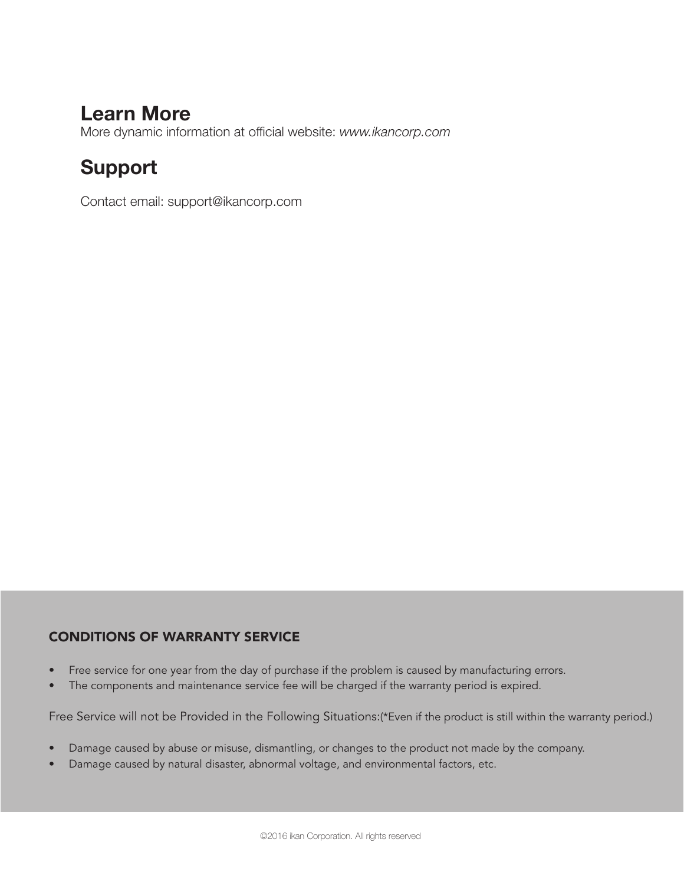## Learn More

More dynamic information at official website: *www.ikancorp.com*

## Support

Contact email: support@ikancorp.com

### CONDITIONS OF WARRANTY SERVICE

- Free service for one year from the day of purchase if the problem is caused by manufacturing errors.
- The components and maintenance service fee will be charged if the warranty period is expired.

Free Service will not be Provided in the Following Situations:(*Even if the product is still within the warranty period.)

- Damage caused by abuse or misuse, dismantling, or changes to the product not made by the company.
- Damage caused by natural disaster, abnormal voltage, and environmental factors, etc.

©2016 ikan Corporation. All rights reserved